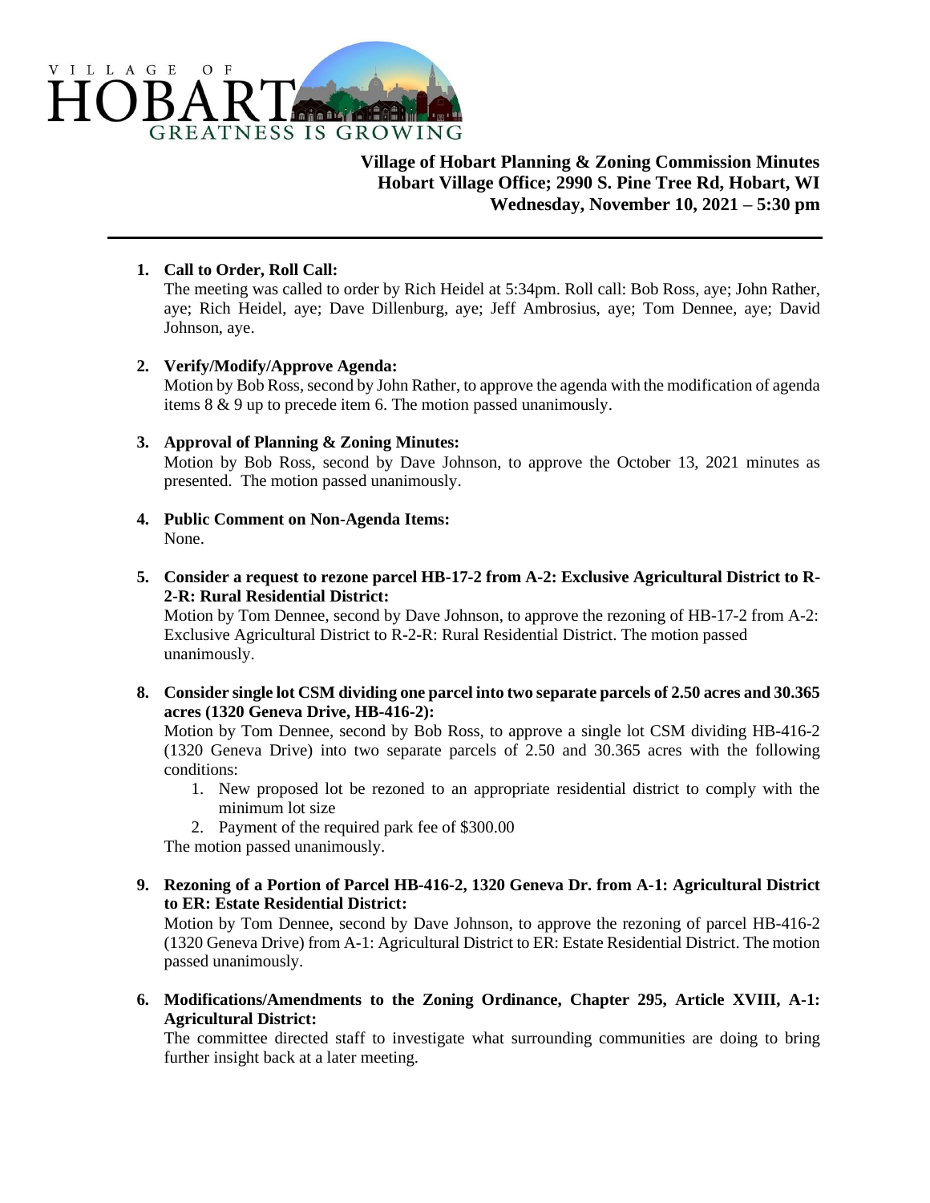VILLAGE OF HOBART

GREATNESS IS GROWING

**Village of Hobart Planning & Zoning Commission Minutes**
**Hobart Village Office; 2990 S. Pine Tree Rd, Hobart, WI**
**Wednesday, November 10, 2021 – 5:30 pm**

---

1. **Call to Order, Roll Call:**
   The meeting was called to order by Rich Heidel at 5:34pm. Roll call: Bob Ross, aye; John Rather, aye; Rich Heidel, aye; Dave Dillenburg, aye; Jeff Ambrosius, aye; Tom Dennee, aye; David Johnson, aye.

2. **Verify/Modify/Approve Agenda:**
   Motion by Bob Ross, second by John Rather, to approve the agenda with the modification of agenda items 8 & 9 up to precede item 6. The motion passed unanimously.

3. **Approval of Planning & Zoning Minutes:**
   Motion by Bob Ross, second by Dave Johnson, to approve the October 13, 2021 minutes as presented. The motion passed unanimously.

4. **Public Comment on Non-Agenda Items:**
   None.

5. **Consider a request to rezone parcel HB-17-2 from A-2: Exclusive Agricultural District to R-2-R: Rural Residential District:**
   Motion by Tom Dennee, second by Dave Johnson, to approve the rezoning of HB-17-2 from A-2: Exclusive Agricultural District to R-2-R: Rural Residential District. The motion passed unanimously.

8. **Consider single lot CSM dividing one parcel into two separate parcels of 2.50 acres and 30.365 acres (1320 Geneva Drive, HB-416-2):**
   Motion by Tom Dennee, second by Bob Ross, to approve a single lot CSM dividing HB-416-2 (1320 Geneva Drive) into two separate parcels of 2.50 and 30.365 acres with the following conditions:
   1. New proposed lot be rezoned to an appropriate residential district to comply with the minimum lot size
   2. Payment of the required park fee of $300.00

   The motion passed unanimously.

9. **Rezoning of a Portion of Parcel HB-416-2, 1320 Geneva Dr. from A-1: Agricultural District to ER: Estate Residential District:**
   Motion by Tom Dennee, second by Dave Johnson, to approve the rezoning of parcel HB-416-2 (1320 Geneva Drive) from A-1: Agricultural District to ER: Estate Residential District. The motion passed unanimously.

6. **Modifications/Amendments to the Zoning Ordinance, Chapter 295, Article XVIII, A-1: Agricultural District:**
   The committee directed staff to investigate what surrounding communities are doing to bring further insight back at a later meeting.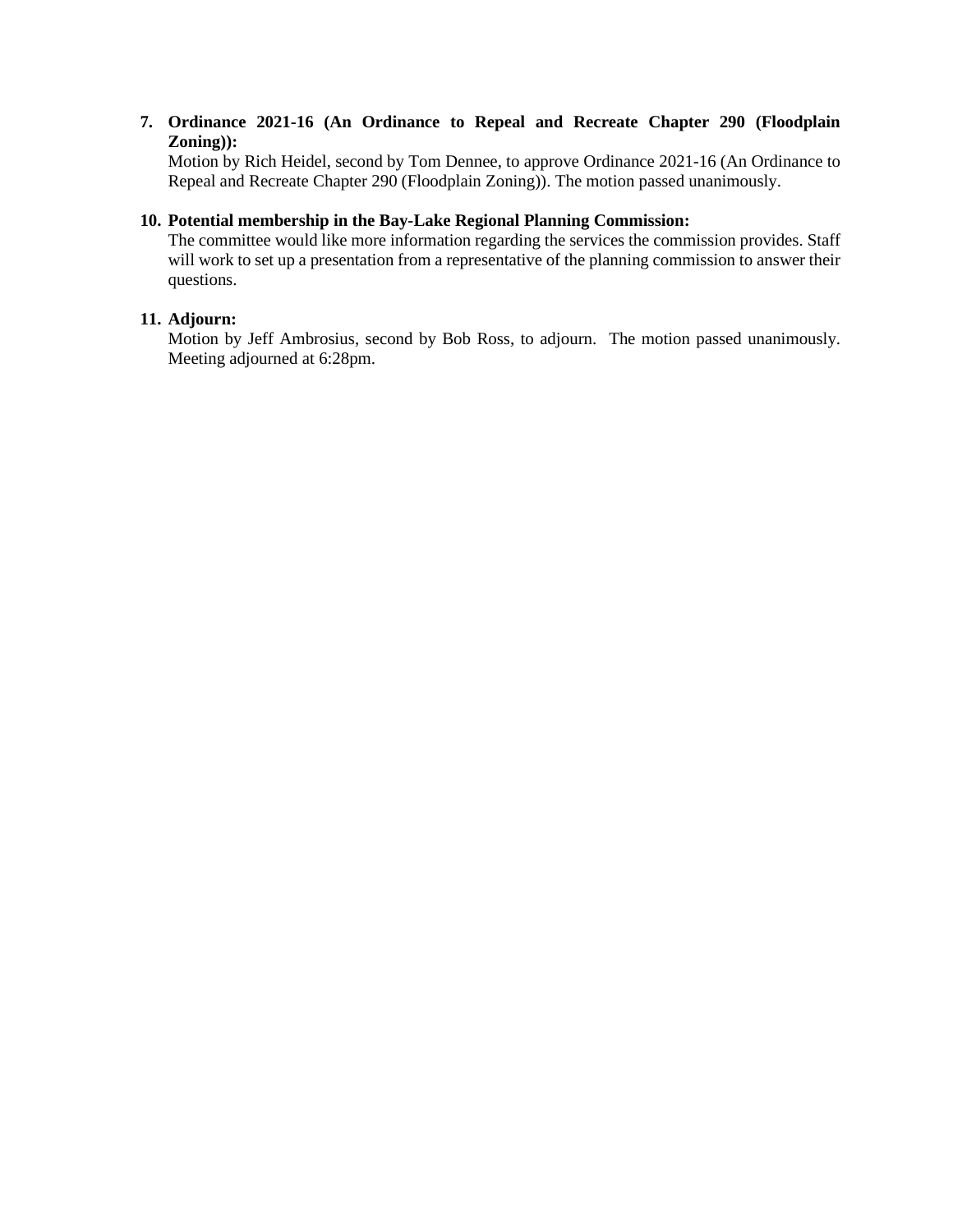**7. Ordinance 2021-16 (An Ordinance to Repeal and Recreate Chapter 290 (Floodplain Zoning)):**

Motion by Rich Heidel, second by Tom Dennee, to approve Ordinance 2021-16 (An Ordinance to Repeal and Recreate Chapter 290 (Floodplain Zoning)). The motion passed unanimously.

**10. Potential membership in the Bay-Lake Regional Planning Commission:**

The committee would like more information regarding the services the commission provides. Staff will work to set up a presentation from a representative of the planning commission to answer their questions.

**11. Adjourn:**

Motion by Jeff Ambrosius, second by Bob Ross, to adjourn. The motion passed unanimously. Meeting adjourned at 6:28pm.